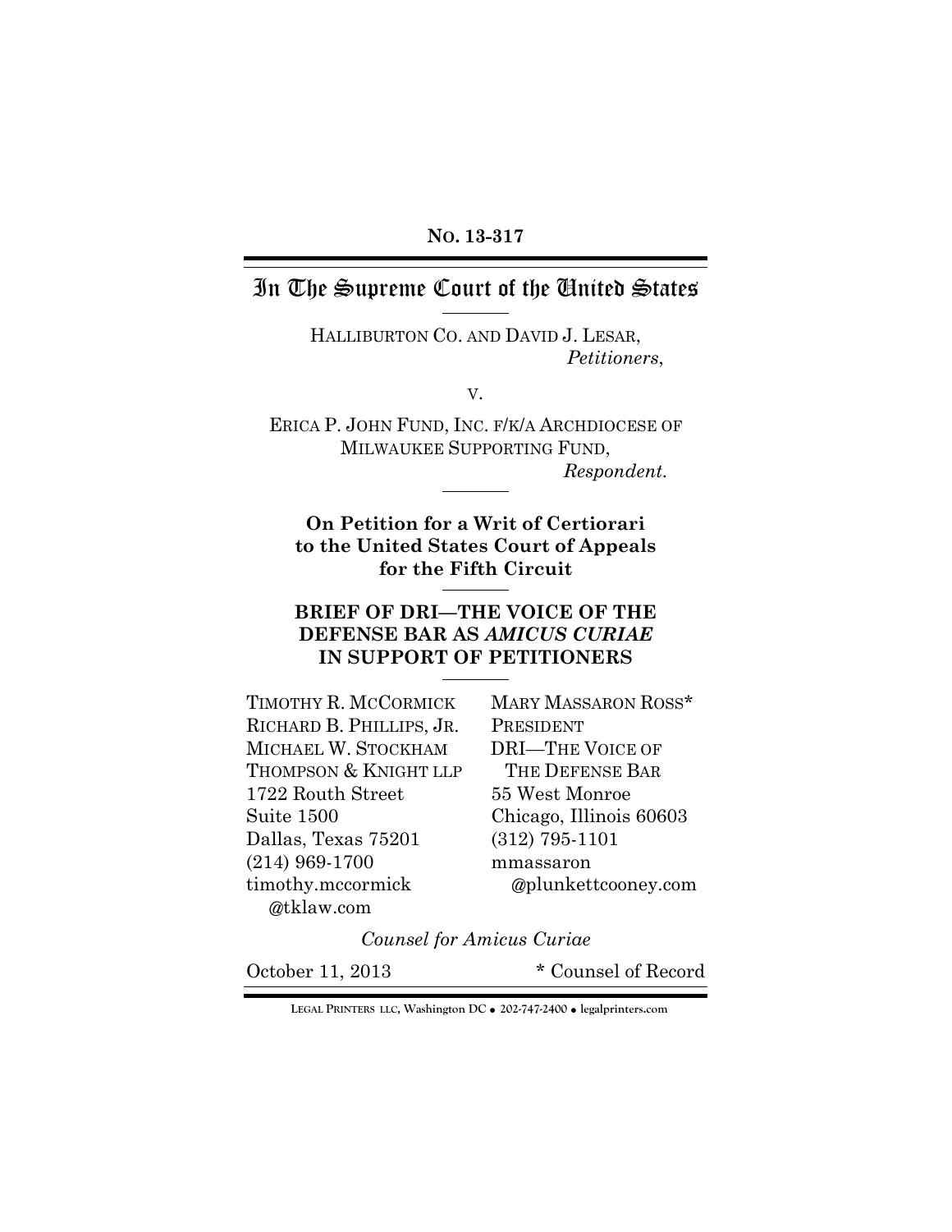**No. 13-317**

# In The Supreme Court of the United States

HALLIBURTON CO. AND DAVID J. LESAR,
*Petitioners*,

v.

ERICA P. JOHN FUND, INC. F/K/A ARCHDIOCESE OF MILWAUKEE SUPPORTING FUND,
*Respondent*.

**On Petition for a Writ of Certiorari to the United States Court of Appeals for the Fifth Circuit**

## BRIEF OF DRI—THE VOICE OF THE DEFENSE BAR AS *AMICUS CURIAE* IN SUPPORT OF PETITIONERS

TIMOTHY R. MCCORMICK
RICHARD B. PHILLIPS, JR.
MICHAEL W. STOCKHAM
THOMPSON & KNIGHT LLP
1722 Routh Street
Suite 1500
Dallas, Texas 75201
(214) 969-1700
timothy.mccormick@tklaw.com

MARY MASSARON ROSS*
PRESIDENT
DRI—THE VOICE OF THE DEFENSE BAR
55 West Monroe
Chicago, Illinois 60603
(312) 795-1101
mmassaron@plunkettcooney.com

*Counsel for Amicus Curiae*

October 11, 2013

\* Counsel of Record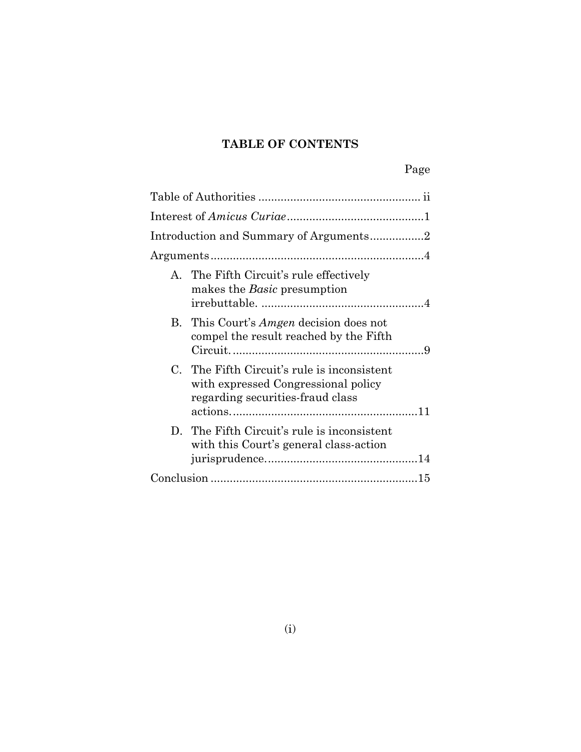## TABLE OF CONTENTS

| | Page |
|---|---|
| Table of Authorities | ii |
| Interest of *Amicus Curiae* | 1 |
| Introduction and Summary of Arguments | 2 |
| Arguments | 4 |
| A. The Fifth Circuit's rule effectively makes the *Basic* presumption irrebuttable. | 4 |
| B. This Court's *Amgen* decision does not compel the result reached by the Fifth Circuit. | 9 |
| C. The Fifth Circuit's rule is inconsistent with expressed Congressional policy regarding securities-fraud class actions. | 11 |
| D. The Fifth Circuit's rule is inconsistent with this Court's general class-action jurisprudence. | 14 |
| Conclusion | 15 |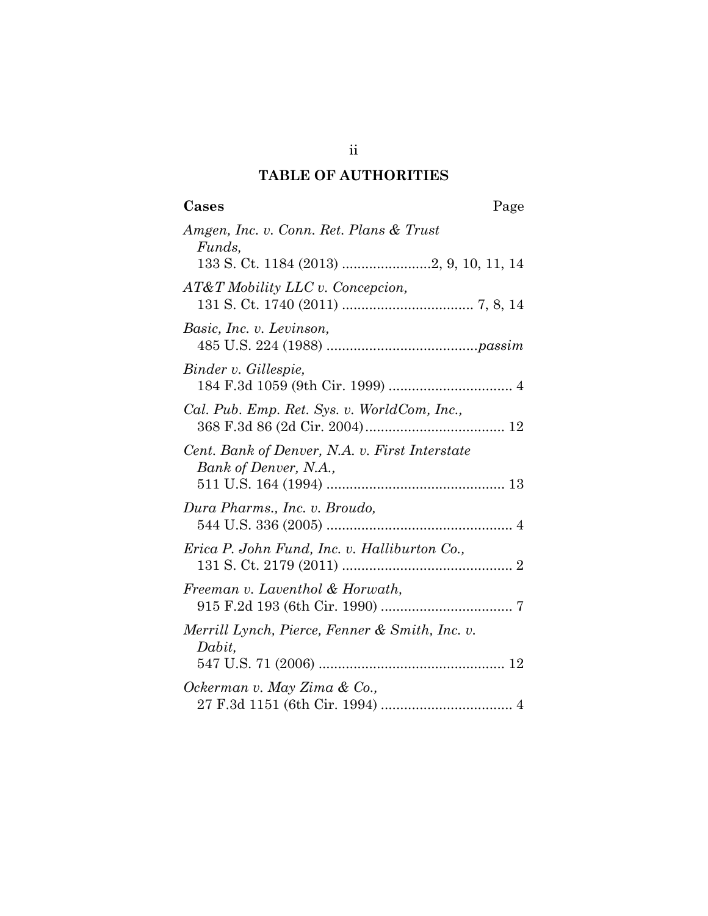## TABLE OF AUTHORITIES

**Cases** Page

*Amgen, Inc. v. Conn. Ret. Plans & Trust Funds,*
133 S. Ct. 1184 (2013) .......................2, 9, 10, 11, 14

*AT&T Mobility LLC v. Concepcion,*
131 S. Ct. 1740 (2011) .................................. 7, 8, 14

*Basic, Inc. v. Levinson,*
485 U.S. 224 (1988) .......................................*passim*

*Binder v. Gillespie,*
184 F.3d 1059 (9th Cir. 1999) ................................ 4

*Cal. Pub. Emp. Ret. Sys. v. WorldCom, Inc.,*
368 F.3d 86 (2d Cir. 2004).................................... 12

*Cent. Bank of Denver, N.A. v. First Interstate Bank of Denver, N.A.,*
511 U.S. 164 (1994) .............................................. 13

*Dura Pharms., Inc. v. Broudo,*
544 U.S. 336 (2005) ................................................ 4

*Erica P. John Fund, Inc. v. Halliburton Co.,*
131 S. Ct. 2179 (2011) ............................................ 2

*Freeman v. Laventhol & Horwath,*
915 F.2d 193 (6th Cir. 1990) .................................. 7

*Merrill Lynch, Pierce, Fenner & Smith, Inc. v. Dabit,*
547 U.S. 71 (2006) ................................................ 12

*Ockerman v. May Zima & Co.,*
27 F.3d 1151 (6th Cir. 1994) .................................. 4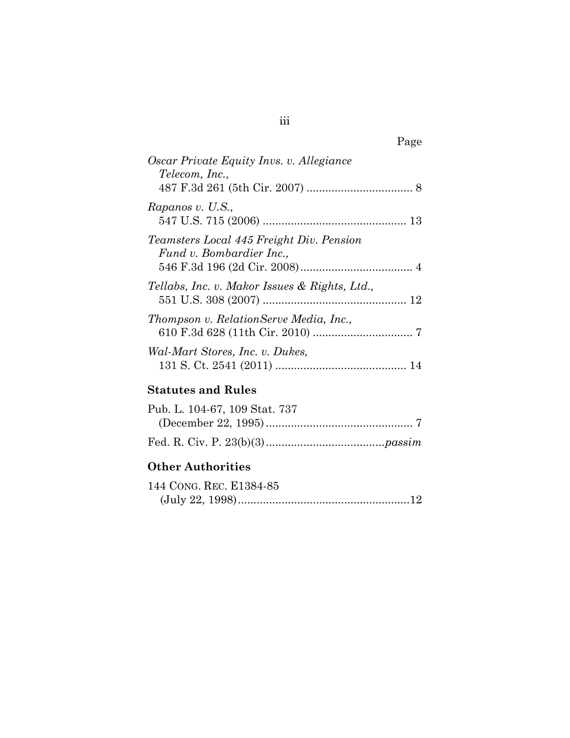Page

*Oscar Private Equity Invs. v. Allegiance Telecom, Inc.*, 487 F.3d 261 (5th Cir. 2007) .................................. 8

*Rapanos v. U.S.*, 547 U.S. 715 (2006) ............................................. 13

*Teamsters Local 445 Freight Div. Pension Fund v. Bombardier Inc.*, 546 F.3d 196 (2d Cir. 2008).................................... 4

*Tellabs, Inc. v. Makor Issues & Rights, Ltd.*, 551 U.S. 308 (2007) ............................................. 12

*Thompson v. RelationServe Media, Inc.*, 610 F.3d 628 (11th Cir. 2010) ................................ 7

*Wal-Mart Stores, Inc. v. Dukes*, 131 S. Ct. 2541 (2011) .......................................... 14

**Statutes and Rules**

Pub. L. 104-67, 109 Stat. 737 (December 22, 1995) ............................................... 7

Fed. R. Civ. P. 23(b)(3).....................................*passim*

**Other Authorities**

144 CONG. REC. E1384-85 (July 22, 1998).......................................................12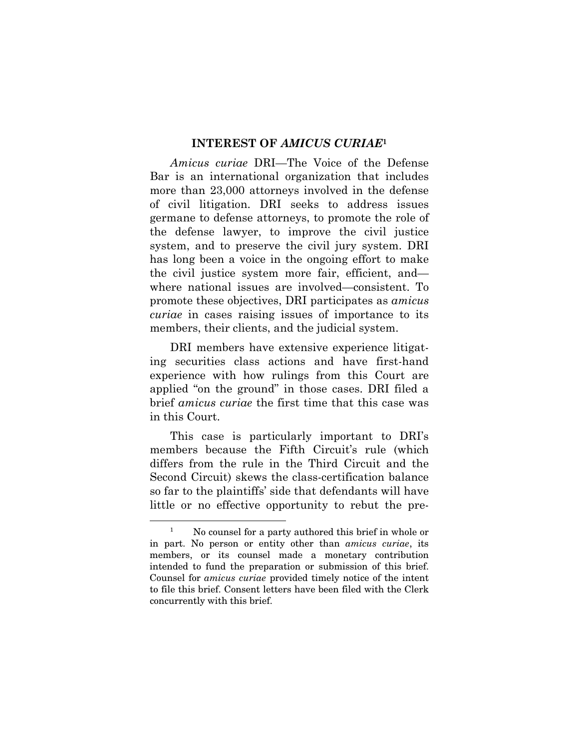## INTEREST OF *AMICUS CURIAE*[1]

*Amicus curiae* DRI—The Voice of the Defense Bar is an international organization that includes more than 23,000 attorneys involved in the defense of civil litigation. DRI seeks to address issues germane to defense attorneys, to promote the role of the defense lawyer, to improve the civil justice system, and to preserve the civil jury system. DRI has long been a voice in the ongoing effort to make the civil justice system more fair, efficient, and—where national issues are involved—consistent. To promote these objectives, DRI participates as *amicus curiae* in cases raising issues of importance to its members, their clients, and the judicial system.

DRI members have extensive experience litigating securities class actions and have first-hand experience with how rulings from this Court are applied "on the ground" in those cases. DRI filed a brief *amicus curiae* the first time that this case was in this Court.

This case is particularly important to DRI's members because the Fifth Circuit's rule (which differs from the rule in the Third Circuit and the Second Circuit) skews the class-certification balance so far to the plaintiffs' side that defendants will have little or no effective opportunity to rebut the pre-

---

[1] No counsel for a party authored this brief in whole or in part. No person or entity other than *amicus curiae*, its members, or its counsel made a monetary contribution intended to fund the preparation or submission of this brief. Counsel for *amicus curiae* provided timely notice of the intent to file this brief. Consent letters have been filed with the Clerk concurrently with this brief.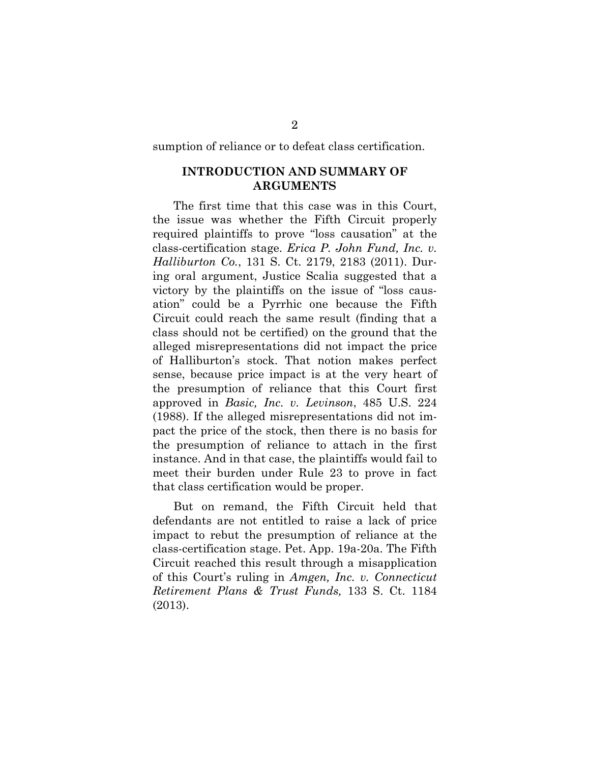sumption of reliance or to defeat class certification.

## INTRODUCTION AND SUMMARY OF ARGUMENTS

The first time that this case was in this Court, the issue was whether the Fifth Circuit properly required plaintiffs to prove "loss causation" at the class-certification stage. *Erica P. John Fund, Inc. v. Halliburton Co.*, 131 S. Ct. 2179, 2183 (2011). During oral argument, Justice Scalia suggested that a victory by the plaintiffs on the issue of "loss causation" could be a Pyrrhic one because the Fifth Circuit could reach the same result (finding that a class should not be certified) on the ground that the alleged misrepresentations did not impact the price of Halliburton's stock. That notion makes perfect sense, because price impact is at the very heart of the presumption of reliance that this Court first approved in *Basic, Inc. v. Levinson*, 485 U.S. 224 (1988). If the alleged misrepresentations did not impact the price of the stock, then there is no basis for the presumption of reliance to attach in the first instance. And in that case, the plaintiffs would fail to meet their burden under Rule 23 to prove in fact that class certification would be proper.

But on remand, the Fifth Circuit held that defendants are not entitled to raise a lack of price impact to rebut the presumption of reliance at the class-certification stage. Pet. App. 19a-20a. The Fifth Circuit reached this result through a misapplication of this Court's ruling in *Amgen, Inc. v. Connecticut Retirement Plans & Trust Funds,* 133 S. Ct. 1184 (2013).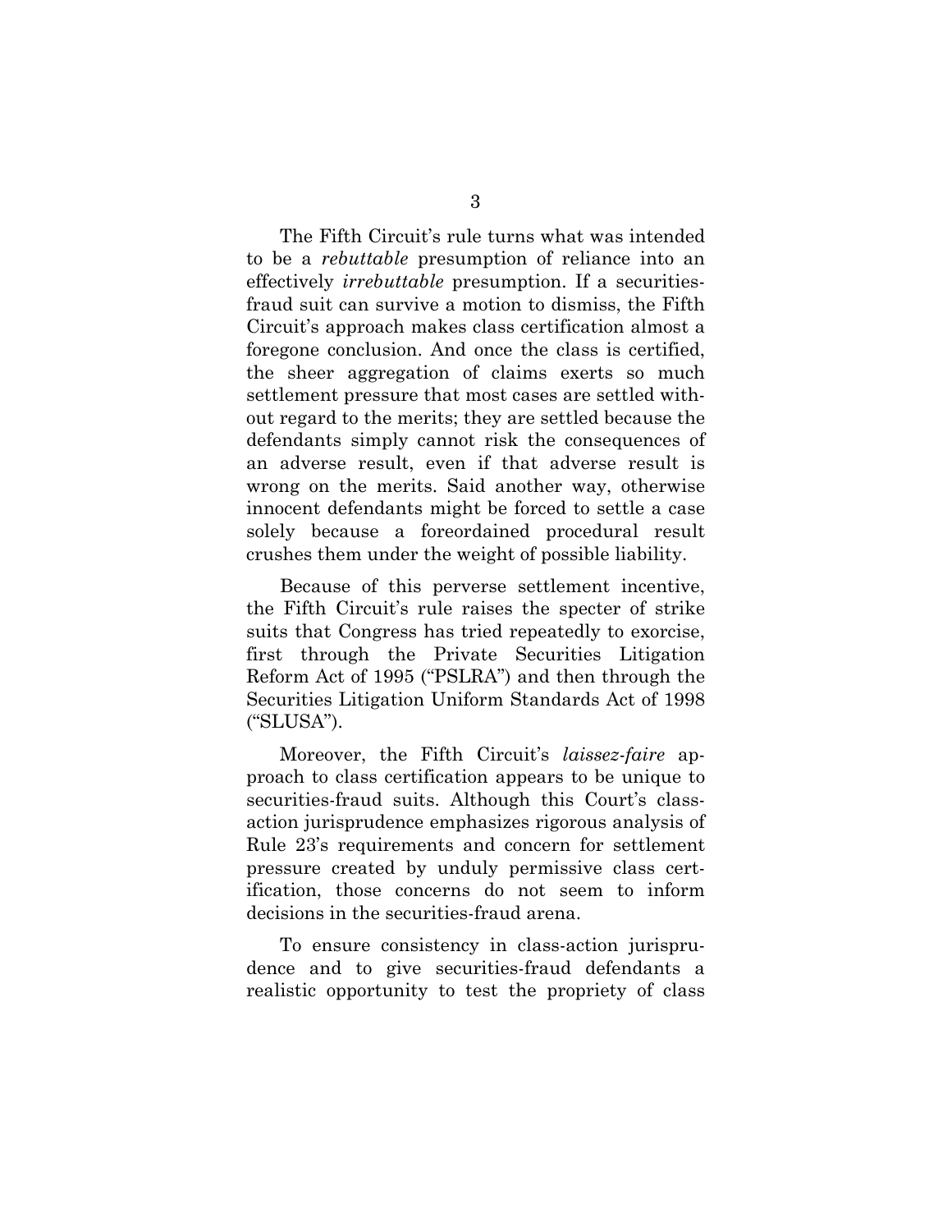The Fifth Circuit's rule turns what was intended to be a *rebuttable* presumption of reliance into an effectively *irrebuttable* presumption. If a securities-fraud suit can survive a motion to dismiss, the Fifth Circuit's approach makes class certification almost a foregone conclusion. And once the class is certified, the sheer aggregation of claims exerts so much settlement pressure that most cases are settled without regard to the merits; they are settled because the defendants simply cannot risk the consequences of an adverse result, even if that adverse result is wrong on the merits. Said another way, otherwise innocent defendants might be forced to settle a case solely because a foreordained procedural result crushes them under the weight of possible liability.

Because of this perverse settlement incentive, the Fifth Circuit's rule raises the specter of strike suits that Congress has tried repeatedly to exorcise, first through the Private Securities Litigation Reform Act of 1995 ("PSLRA") and then through the Securities Litigation Uniform Standards Act of 1998 ("SLUSA").

Moreover, the Fifth Circuit's *laissez-faire* approach to class certification appears to be unique to securities-fraud suits. Although this Court's class-action jurisprudence emphasizes rigorous analysis of Rule 23's requirements and concern for settlement pressure created by unduly permissive class certification, those concerns do not seem to inform decisions in the securities-fraud arena.

To ensure consistency in class-action jurisprudence and to give securities-fraud defendants a realistic opportunity to test the propriety of class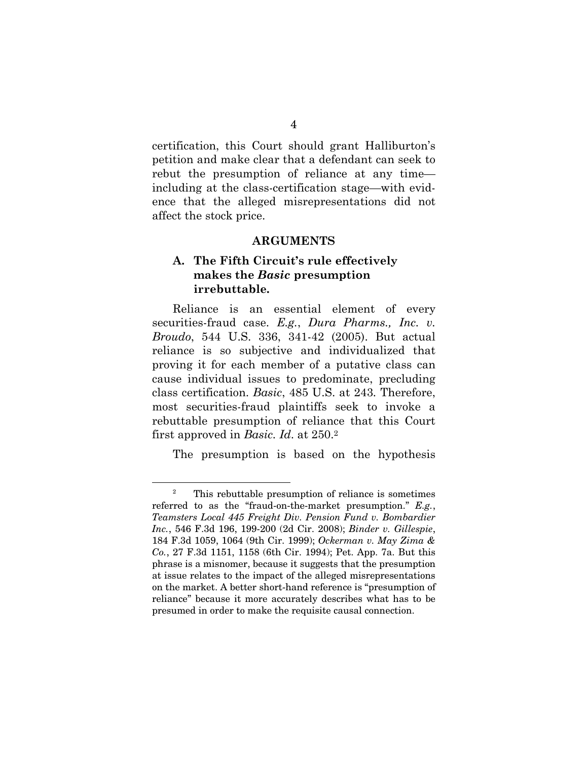certification, this Court should grant Halliburton's petition and make clear that a defendant can seek to rebut the presumption of reliance at any time—including at the class-certification stage—with evidence that the alleged misrepresentations did not affect the stock price.

## ARGUMENTS

### A. The Fifth Circuit's rule effectively makes the *Basic* presumption irrebuttable.

Reliance is an essential element of every securities-fraud case. *E.g.*, *Dura Pharms., Inc. v. Broudo*, 544 U.S. 336, 341-42 (2005). But actual reliance is so subjective and individualized that proving it for each member of a putative class can cause individual issues to predominate, precluding class certification. *Basic*, 485 U.S. at 243. Therefore, most securities-fraud plaintiffs seek to invoke a rebuttable presumption of reliance that this Court first approved in *Basic*. *Id*. at 250.[2]

The presumption is based on the hypothesis

[2] This rebuttable presumption of reliance is sometimes referred to as the "fraud-on-the-market presumption." *E.g.*, *Teamsters Local 445 Freight Div. Pension Fund v. Bombardier Inc.*, 546 F.3d 196, 199-200 (2d Cir. 2008); *Binder v. Gillespie*, 184 F.3d 1059, 1064 (9th Cir. 1999); *Ockerman v. May Zima & Co.*, 27 F.3d 1151, 1158 (6th Cir. 1994); Pet. App. 7a. But this phrase is a misnomer, because it suggests that the presumption at issue relates to the impact of the alleged misrepresentations on the market. A better short-hand reference is "presumption of reliance" because it more accurately describes what has to be presumed in order to make the requisite causal connection.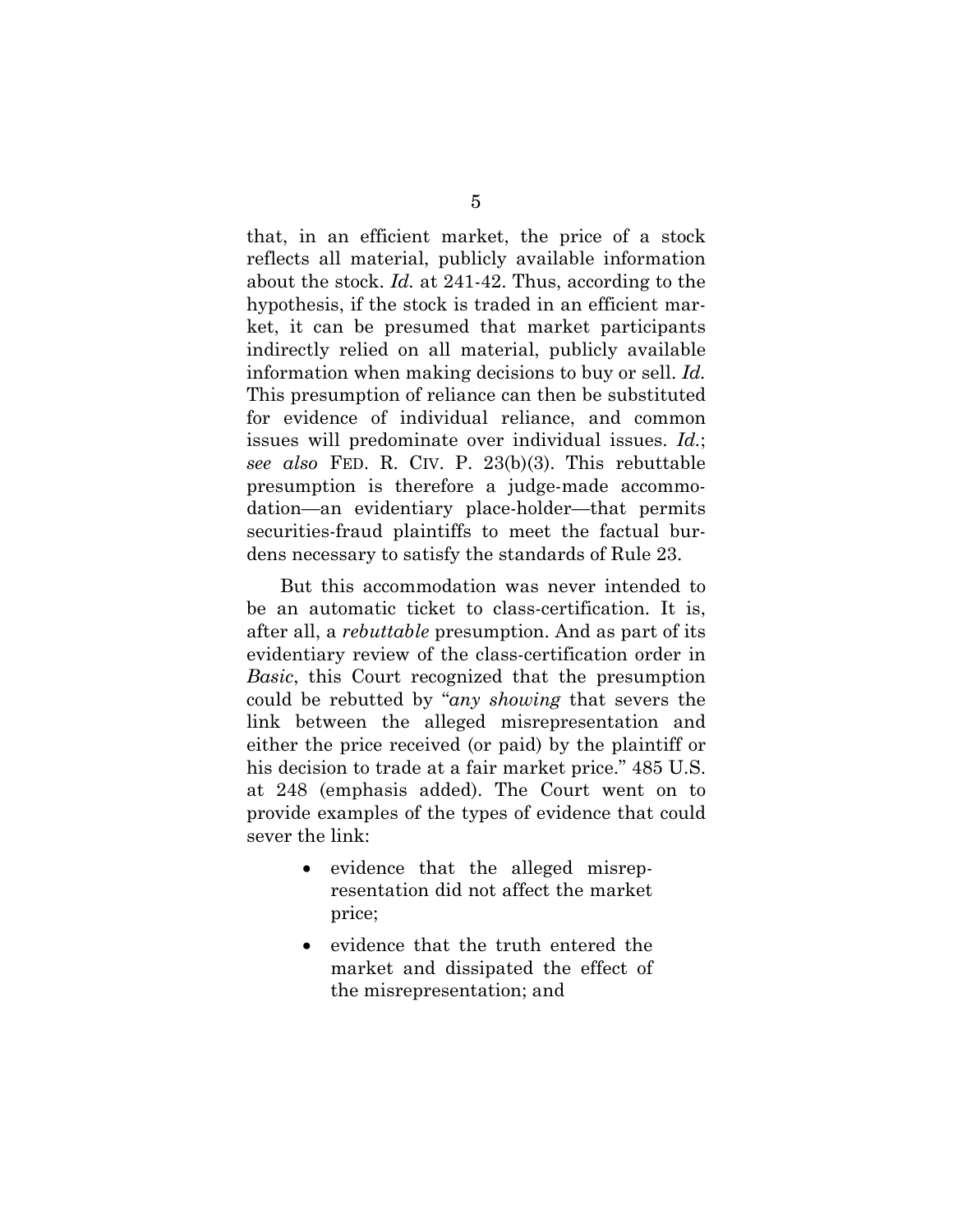that, in an efficient market, the price of a stock reflects all material, publicly available information about the stock. *Id.* at 241-42. Thus, according to the hypothesis, if the stock is traded in an efficient market, it can be presumed that market participants indirectly relied on all material, publicly available information when making decisions to buy or sell. *Id.* This presumption of reliance can then be substituted for evidence of individual reliance, and common issues will predominate over individual issues. *Id.*; *see also* FED. R. CIV. P. 23(b)(3). This rebuttable presumption is therefore a judge-made accommodation—an evidentiary place-holder—that permits securities-fraud plaintiffs to meet the factual burdens necessary to satisfy the standards of Rule 23.

But this accommodation was never intended to be an automatic ticket to class-certification. It is, after all, a *rebuttable* presumption. And as part of its evidentiary review of the class-certification order in *Basic*, this Court recognized that the presumption could be rebutted by "*any showing* that severs the link between the alleged misrepresentation and either the price received (or paid) by the plaintiff or his decision to trade at a fair market price." 485 U.S. at 248 (emphasis added). The Court went on to provide examples of the types of evidence that could sever the link:

- evidence that the alleged misrepresentation did not affect the market price;
- evidence that the truth entered the market and dissipated the effect of the misrepresentation; and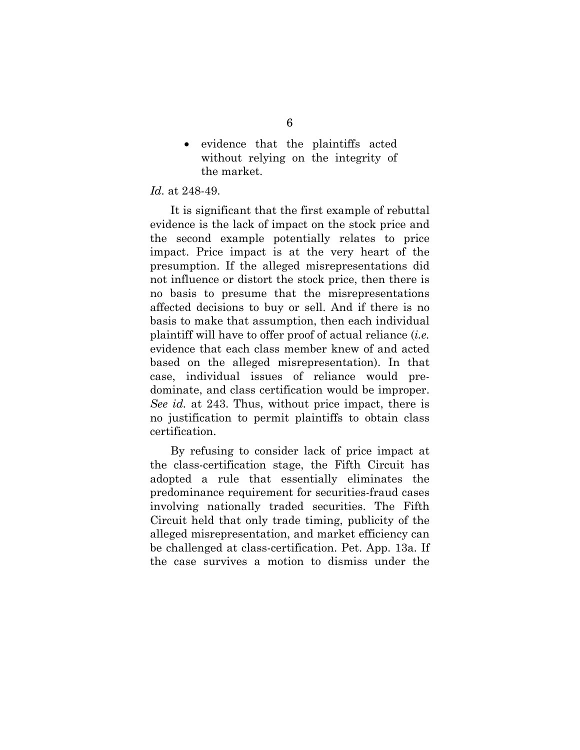- evidence that the plaintiffs acted without relying on the integrity of the market.

*Id.* at 248-49.

It is significant that the first example of rebuttal evidence is the lack of impact on the stock price and the second example potentially relates to price impact. Price impact is at the very heart of the presumption. If the alleged misrepresentations did not influence or distort the stock price, then there is no basis to presume that the misrepresentations affected decisions to buy or sell. And if there is no basis to make that assumption, then each individual plaintiff will have to offer proof of actual reliance (*i.e.* evidence that each class member knew of and acted based on the alleged misrepresentation). In that case, individual issues of reliance would predominate, and class certification would be improper. *See id.* at 243. Thus, without price impact, there is no justification to permit plaintiffs to obtain class certification.

By refusing to consider lack of price impact at the class-certification stage, the Fifth Circuit has adopted a rule that essentially eliminates the predominance requirement for securities-fraud cases involving nationally traded securities. The Fifth Circuit held that only trade timing, publicity of the alleged misrepresentation, and market efficiency can be challenged at class-certification. Pet. App. 13a. If the case survives a motion to dismiss under the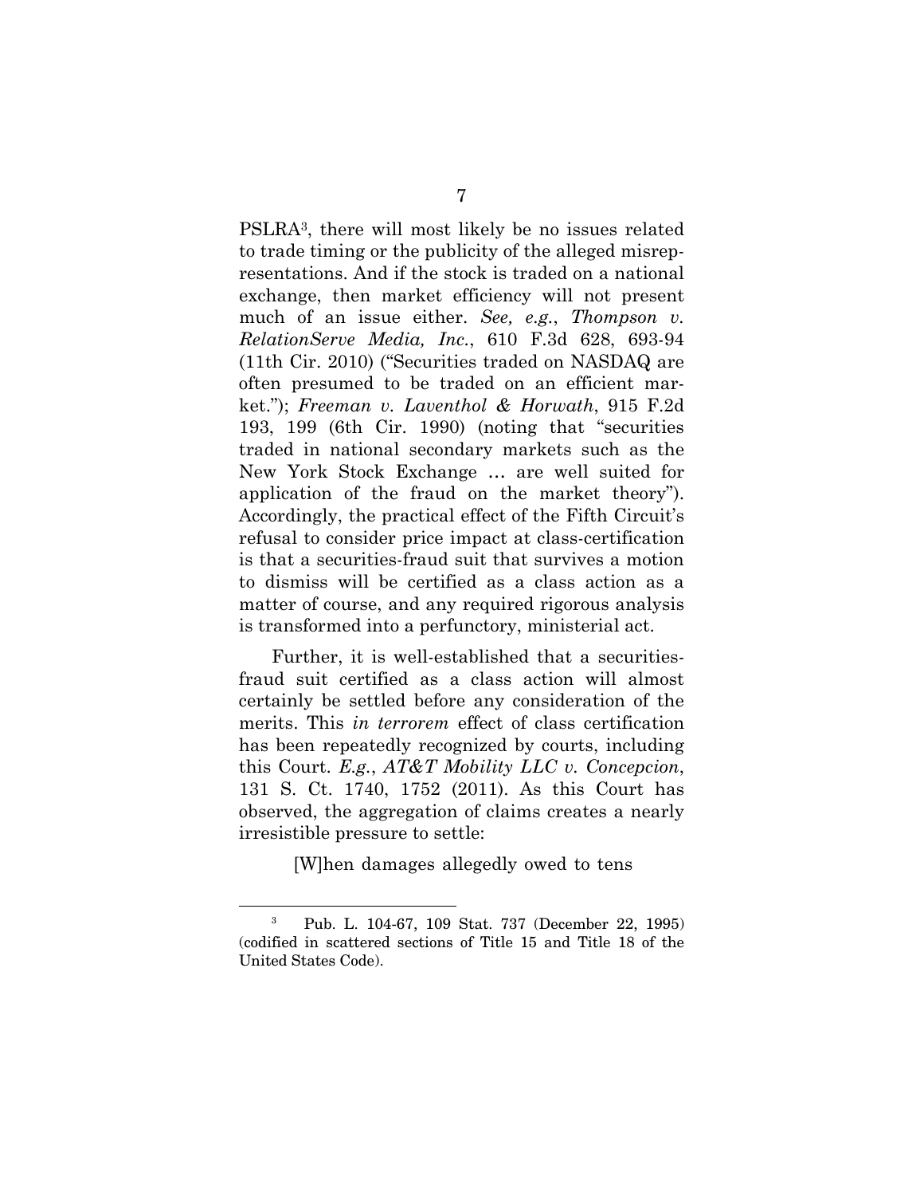PSLRA[3], there will most likely be no issues related to trade timing or the publicity of the alleged misrepresentations. And if the stock is traded on a national exchange, then market efficiency will not present much of an issue either. *See, e.g.*, *Thompson v. RelationServe Media, Inc.*, 610 F.3d 628, 693-94 (11th Cir. 2010) ("Securities traded on NASDAQ are often presumed to be traded on an efficient market."); *Freeman v. Laventhol & Horwath*, 915 F.2d 193, 199 (6th Cir. 1990) (noting that "securities traded in national secondary markets such as the New York Stock Exchange … are well suited for application of the fraud on the market theory"). Accordingly, the practical effect of the Fifth Circuit's refusal to consider price impact at class-certification is that a securities-fraud suit that survives a motion to dismiss will be certified as a class action as a matter of course, and any required rigorous analysis is transformed into a perfunctory, ministerial act.

Further, it is well-established that a securities-fraud suit certified as a class action will almost certainly be settled before any consideration of the merits. This *in terrorem* effect of class certification has been repeatedly recognized by courts, including this Court. *E.g.*, *AT&T Mobility LLC v. Concepcion*, 131 S. Ct. 1740, 1752 (2011). As this Court has observed, the aggregation of claims creates a nearly irresistible pressure to settle:

> [W]hen damages allegedly owed to tens

---

[3] Pub. L. 104-67, 109 Stat. 737 (December 22, 1995) (codified in scattered sections of Title 15 and Title 18 of the United States Code).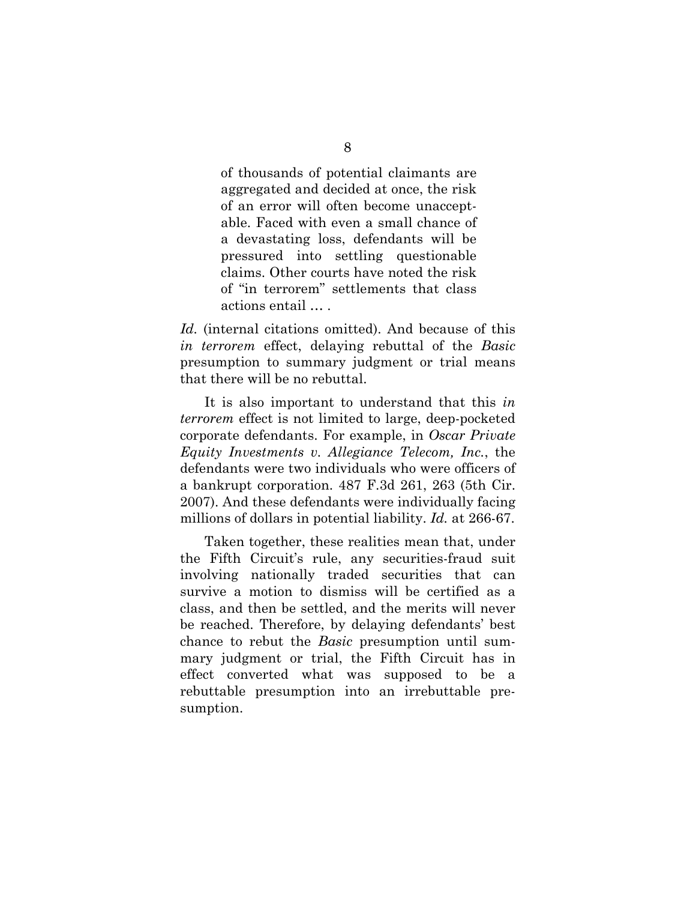> of thousands of potential claimants are aggregated and decided at once, the risk of an error will often become unacceptable. Faced with even a small chance of a devastating loss, defendants will be pressured into settling questionable claims. Other courts have noted the risk of "in terrorem" settlements that class actions entail … .

*Id.* (internal citations omitted). And because of this *in terrorem* effect, delaying rebuttal of the *Basic* presumption to summary judgment or trial means that there will be no rebuttal.

It is also important to understand that this *in terrorem* effect is not limited to large, deep-pocketed corporate defendants. For example, in *Oscar Private Equity Investments v. Allegiance Telecom, Inc.*, the defendants were two individuals who were officers of a bankrupt corporation. 487 F.3d 261, 263 (5th Cir. 2007). And these defendants were individually facing millions of dollars in potential liability. *Id.* at 266-67.

Taken together, these realities mean that, under the Fifth Circuit's rule, any securities-fraud suit involving nationally traded securities that can survive a motion to dismiss will be certified as a class, and then be settled, and the merits will never be reached. Therefore, by delaying defendants' best chance to rebut the *Basic* presumption until summary judgment or trial, the Fifth Circuit has in effect converted what was supposed to be a rebuttable presumption into an irrebuttable presumption.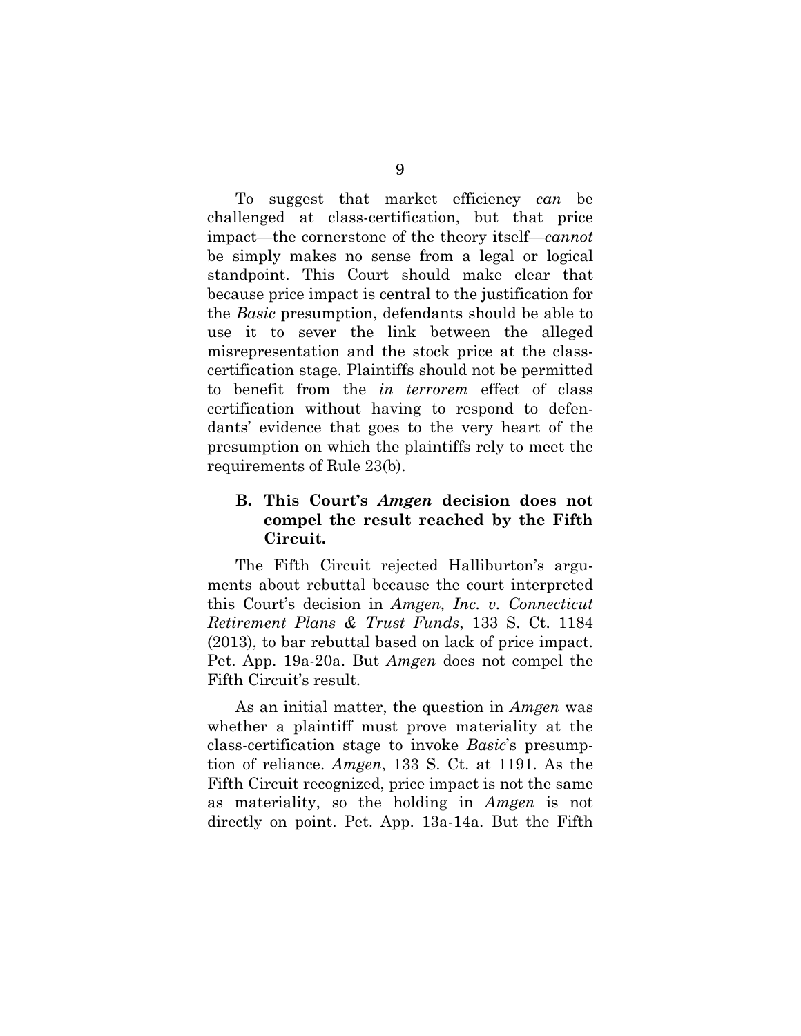To suggest that market efficiency *can* be challenged at class-certification, but that price impact—the cornerstone of the theory itself—*cannot* be simply makes no sense from a legal or logical standpoint. This Court should make clear that because price impact is central to the justification for the *Basic* presumption, defendants should be able to use it to sever the link between the alleged misrepresentation and the stock price at the class-certification stage. Plaintiffs should not be permitted to benefit from the *in terrorem* effect of class certification without having to respond to defendants' evidence that goes to the very heart of the presumption on which the plaintiffs rely to meet the requirements of Rule 23(b).

### B. This Court's *Amgen* decision does not compel the result reached by the Fifth Circuit.

The Fifth Circuit rejected Halliburton's arguments about rebuttal because the court interpreted this Court's decision in *Amgen, Inc. v. Connecticut Retirement Plans & Trust Funds*, 133 S. Ct. 1184 (2013), to bar rebuttal based on lack of price impact. Pet. App. 19a-20a. But *Amgen* does not compel the Fifth Circuit's result.

As an initial matter, the question in *Amgen* was whether a plaintiff must prove materiality at the class-certification stage to invoke *Basic*'s presumption of reliance. *Amgen*, 133 S. Ct. at 1191. As the Fifth Circuit recognized, price impact is not the same as materiality, so the holding in *Amgen* is not directly on point. Pet. App. 13a-14a. But the Fifth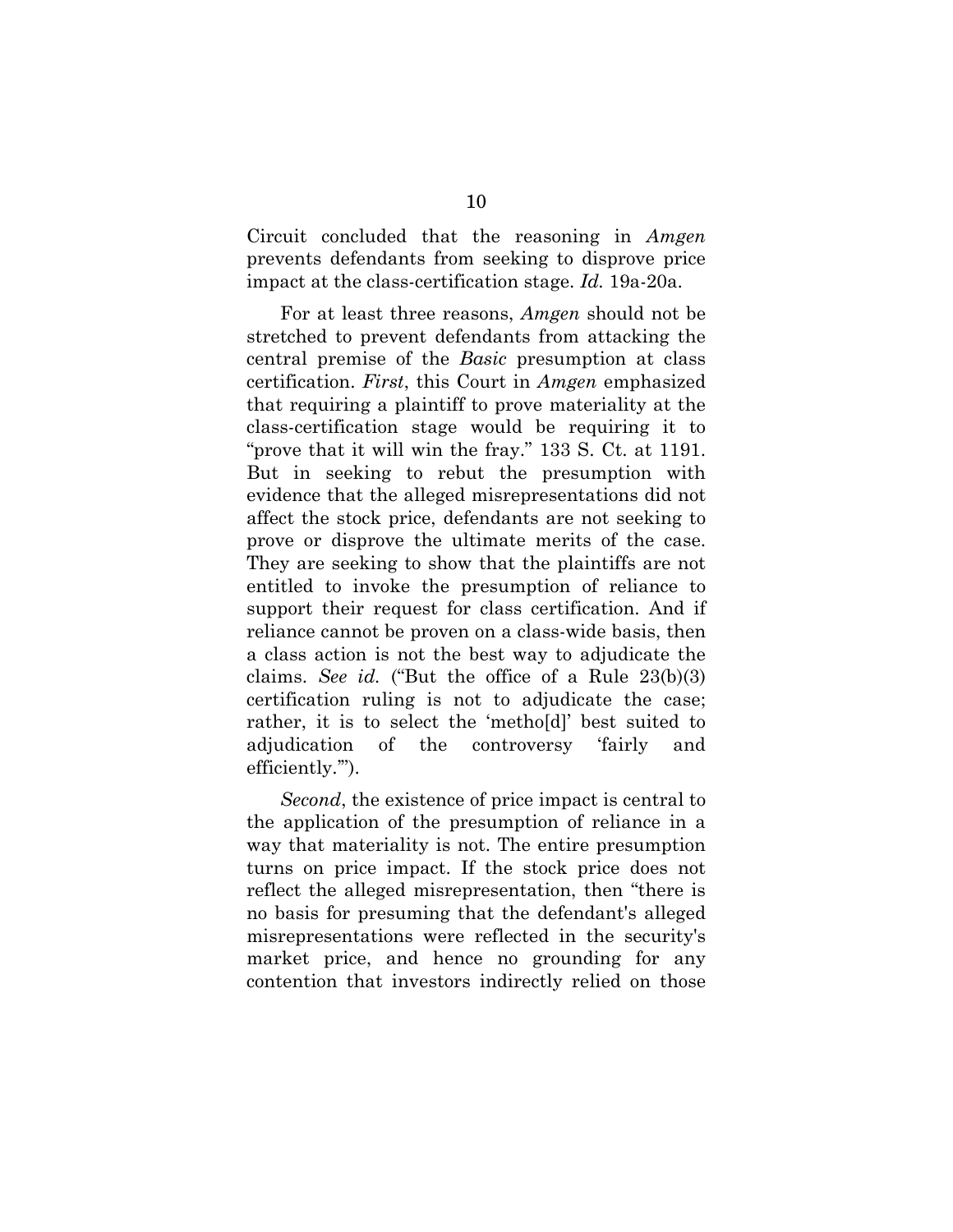Circuit concluded that the reasoning in *Amgen* prevents defendants from seeking to disprove price impact at the class-certification stage. *Id.* 19a-20a.

For at least three reasons, *Amgen* should not be stretched to prevent defendants from attacking the central premise of the *Basic* presumption at class certification. *First*, this Court in *Amgen* emphasized that requiring a plaintiff to prove materiality at the class-certification stage would be requiring it to "prove that it will win the fray." 133 S. Ct. at 1191. But in seeking to rebut the presumption with evidence that the alleged misrepresentations did not affect the stock price, defendants are not seeking to prove or disprove the ultimate merits of the case. They are seeking to show that the plaintiffs are not entitled to invoke the presumption of reliance to support their request for class certification. And if reliance cannot be proven on a class-wide basis, then a class action is not the best way to adjudicate the claims. *See id.* ("But the office of a Rule 23(b)(3) certification ruling is not to adjudicate the case; rather, it is to select the 'metho[d]' best suited to adjudication of the controversy 'fairly and efficiently.'").

*Second*, the existence of price impact is central to the application of the presumption of reliance in a way that materiality is not. The entire presumption turns on price impact. If the stock price does not reflect the alleged misrepresentation, then "there is no basis for presuming that the defendant's alleged misrepresentations were reflected in the security's market price, and hence no grounding for any contention that investors indirectly relied on those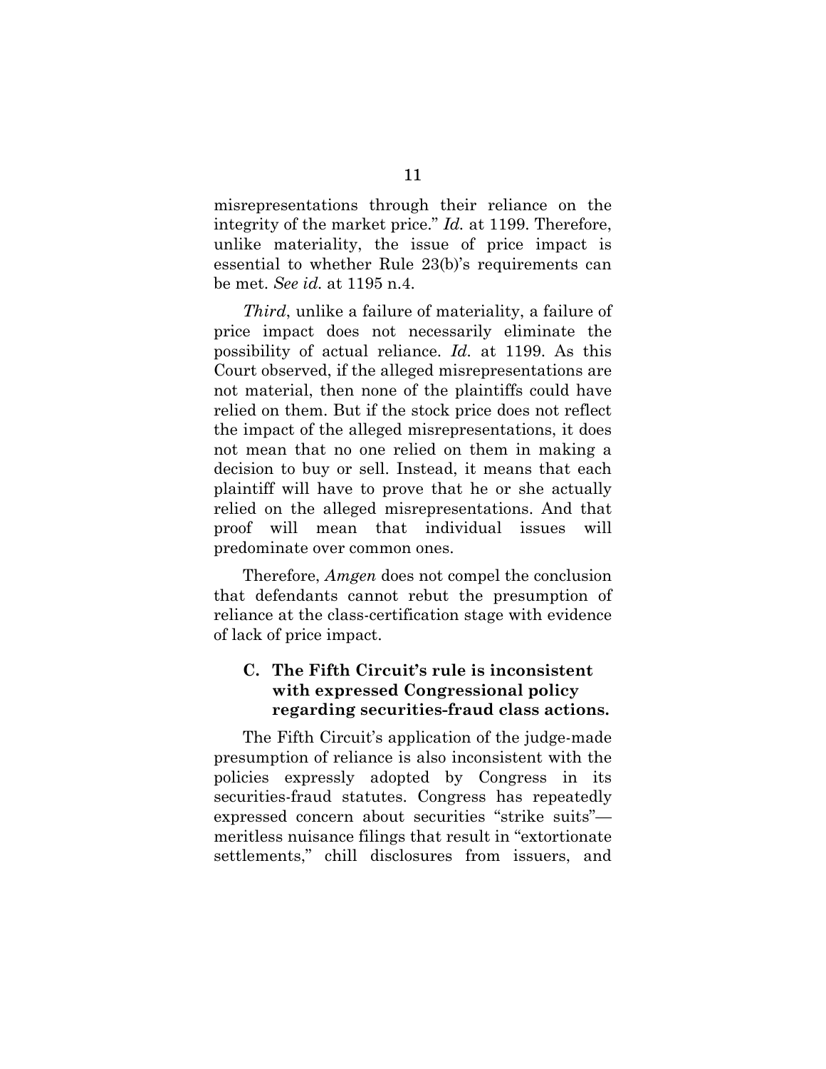misrepresentations through their reliance on the integrity of the market price." *Id.* at 1199. Therefore, unlike materiality, the issue of price impact is essential to whether Rule 23(b)'s requirements can be met. *See id.* at 1195 n.4.

*Third*, unlike a failure of materiality, a failure of price impact does not necessarily eliminate the possibility of actual reliance. *Id.* at 1199. As this Court observed, if the alleged misrepresentations are not material, then none of the plaintiffs could have relied on them. But if the stock price does not reflect the impact of the alleged misrepresentations, it does not mean that no one relied on them in making a decision to buy or sell. Instead, it means that each plaintiff will have to prove that he or she actually relied on the alleged misrepresentations. And that proof will mean that individual issues will predominate over common ones.

Therefore, *Amgen* does not compel the conclusion that defendants cannot rebut the presumption of reliance at the class-certification stage with evidence of lack of price impact.

### C. The Fifth Circuit's rule is inconsistent with expressed Congressional policy regarding securities-fraud class actions.

The Fifth Circuit's application of the judge-made presumption of reliance is also inconsistent with the policies expressly adopted by Congress in its securities-fraud statutes. Congress has repeatedly expressed concern about securities "strike suits"—meritless nuisance filings that result in "extortionate settlements," chill disclosures from issuers, and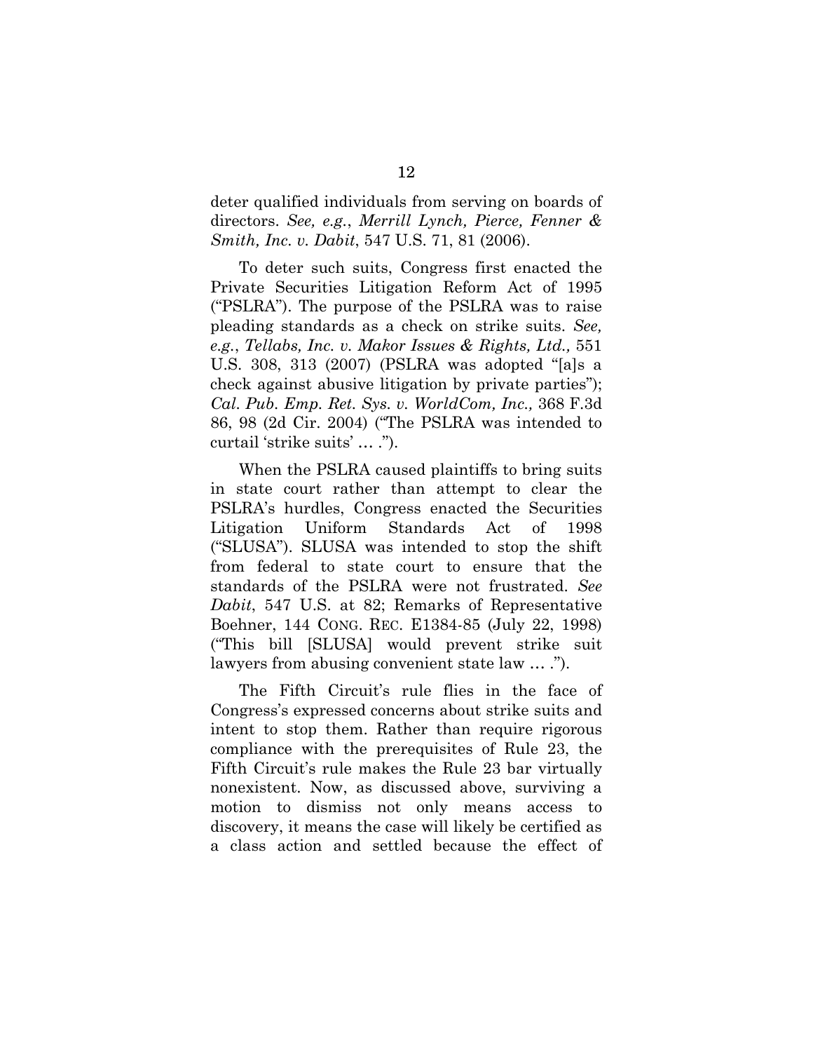deter qualified individuals from serving on boards of directors. *See, e.g.*, *Merrill Lynch, Pierce, Fenner & Smith, Inc. v. Dabit*, 547 U.S. 71, 81 (2006).

To deter such suits, Congress first enacted the Private Securities Litigation Reform Act of 1995 ("PSLRA"). The purpose of the PSLRA was to raise pleading standards as a check on strike suits. *See, e.g.*, *Tellabs, Inc. v. Makor Issues & Rights, Ltd.,* 551 U.S. 308, 313 (2007) (PSLRA was adopted "[a]s a check against abusive litigation by private parties"); *Cal. Pub. Emp. Ret. Sys. v. WorldCom, Inc.,* 368 F.3d 86, 98 (2d Cir. 2004) ("The PSLRA was intended to curtail 'strike suits' … .").

When the PSLRA caused plaintiffs to bring suits in state court rather than attempt to clear the PSLRA's hurdles, Congress enacted the Securities Litigation Uniform Standards Act of 1998 ("SLUSA"). SLUSA was intended to stop the shift from federal to state court to ensure that the standards of the PSLRA were not frustrated. *See Dabit*, 547 U.S. at 82; Remarks of Representative Boehner, 144 CONG. REC. E1384-85 (July 22, 1998) ("This bill [SLUSA] would prevent strike suit lawyers from abusing convenient state law … .").

The Fifth Circuit's rule flies in the face of Congress's expressed concerns about strike suits and intent to stop them. Rather than require rigorous compliance with the prerequisites of Rule 23, the Fifth Circuit's rule makes the Rule 23 bar virtually nonexistent. Now, as discussed above, surviving a motion to dismiss not only means access to discovery, it means the case will likely be certified as a class action and settled because the effect of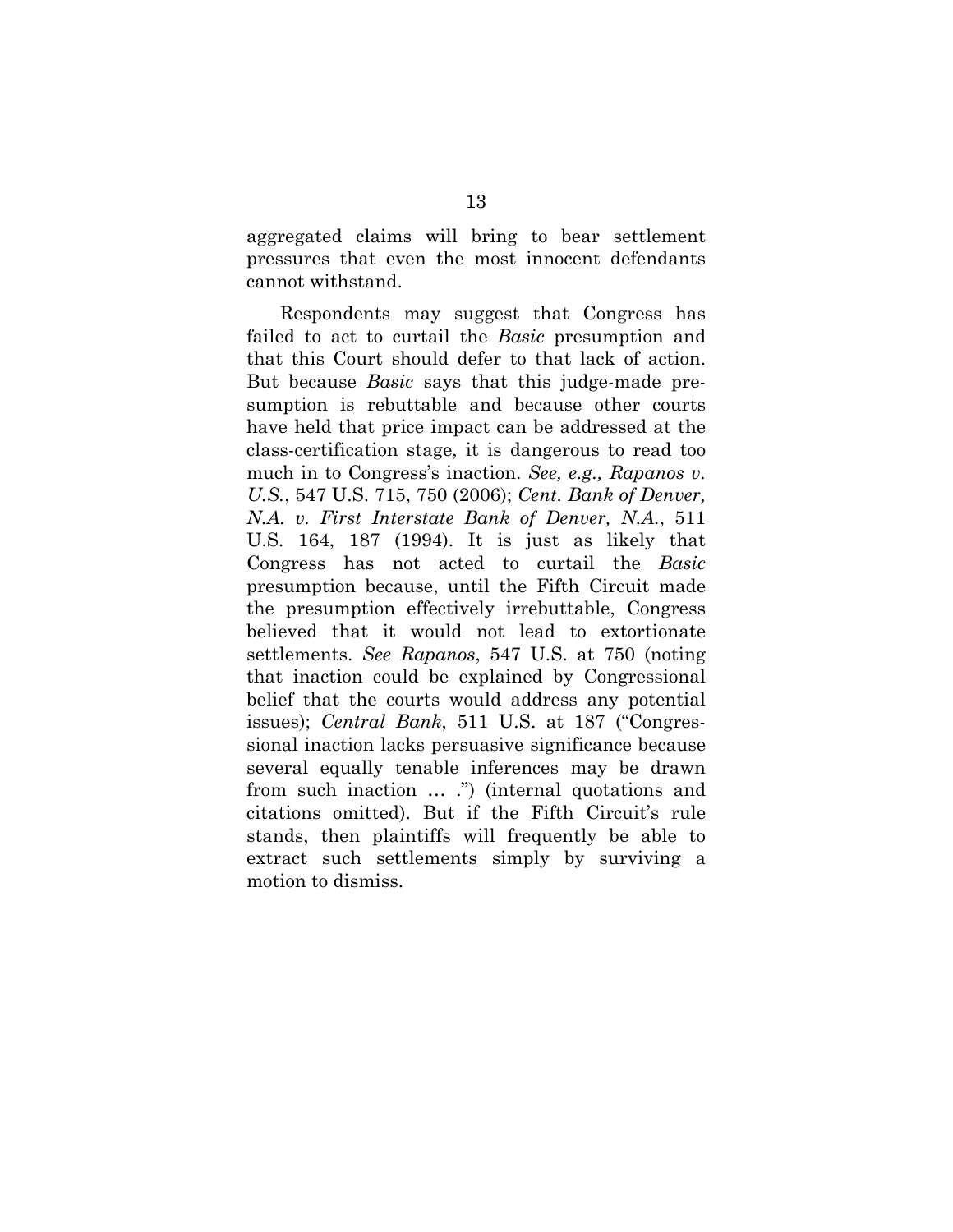aggregated claims will bring to bear settlement pressures that even the most innocent defendants cannot withstand.

Respondents may suggest that Congress has failed to act to curtail the *Basic* presumption and that this Court should defer to that lack of action. But because *Basic* says that this judge-made presumption is rebuttable and because other courts have held that price impact can be addressed at the class-certification stage, it is dangerous to read too much in to Congress's inaction. *See, e.g., Rapanos v. U.S.*, 547 U.S. 715, 750 (2006); *Cent. Bank of Denver, N.A. v. First Interstate Bank of Denver, N.A.*, 511 U.S. 164, 187 (1994). It is just as likely that Congress has not acted to curtail the *Basic* presumption because, until the Fifth Circuit made the presumption effectively irrebuttable, Congress believed that it would not lead to extortionate settlements. *See Rapanos*, 547 U.S. at 750 (noting that inaction could be explained by Congressional belief that the courts would address any potential issues); *Central Bank*, 511 U.S. at 187 ("Congressional inaction lacks persuasive significance because several equally tenable inferences may be drawn from such inaction … .") (internal quotations and citations omitted). But if the Fifth Circuit's rule stands, then plaintiffs will frequently be able to extract such settlements simply by surviving a motion to dismiss.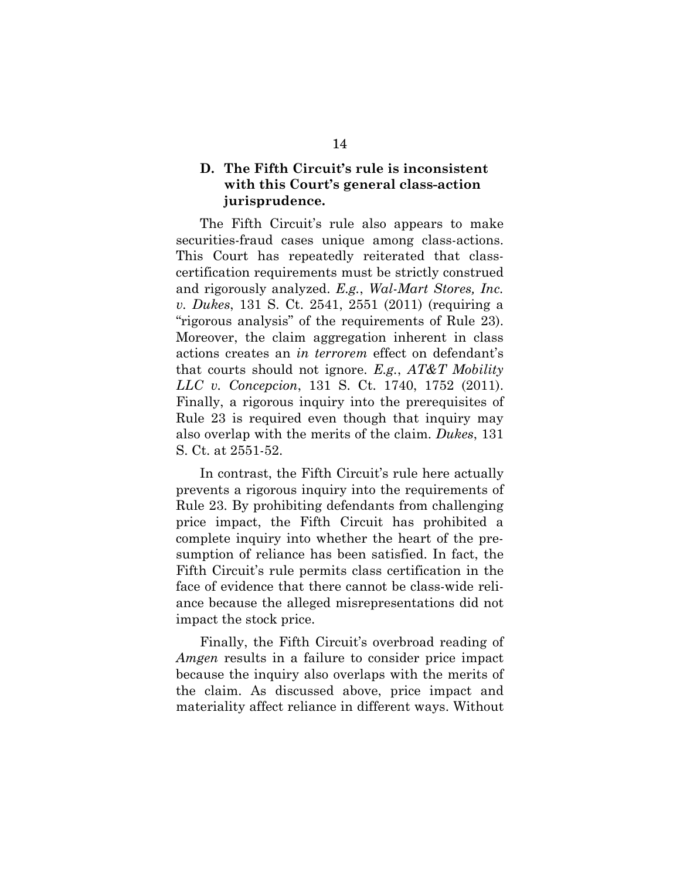### D. The Fifth Circuit's rule is inconsistent with this Court's general class-action jurisprudence.

The Fifth Circuit's rule also appears to make securities-fraud cases unique among class-actions. This Court has repeatedly reiterated that class-certification requirements must be strictly construed and rigorously analyzed. *E.g.*, *Wal-Mart Stores, Inc. v. Dukes*, 131 S. Ct. 2541, 2551 (2011) (requiring a "rigorous analysis" of the requirements of Rule 23). Moreover, the claim aggregation inherent in class actions creates an *in terrorem* effect on defendant's that courts should not ignore. *E.g.*, *AT&T Mobility LLC v. Concepcion*, 131 S. Ct. 1740, 1752 (2011). Finally, a rigorous inquiry into the prerequisites of Rule 23 is required even though that inquiry may also overlap with the merits of the claim. *Dukes*, 131 S. Ct. at 2551-52.

In contrast, the Fifth Circuit's rule here actually prevents a rigorous inquiry into the requirements of Rule 23. By prohibiting defendants from challenging price impact, the Fifth Circuit has prohibited a complete inquiry into whether the heart of the presumption of reliance has been satisfied. In fact, the Fifth Circuit's rule permits class certification in the face of evidence that there cannot be class-wide reliance because the alleged misrepresentations did not impact the stock price.

Finally, the Fifth Circuit's overbroad reading of *Amgen* results in a failure to consider price impact because the inquiry also overlaps with the merits of the claim. As discussed above, price impact and materiality affect reliance in different ways. Without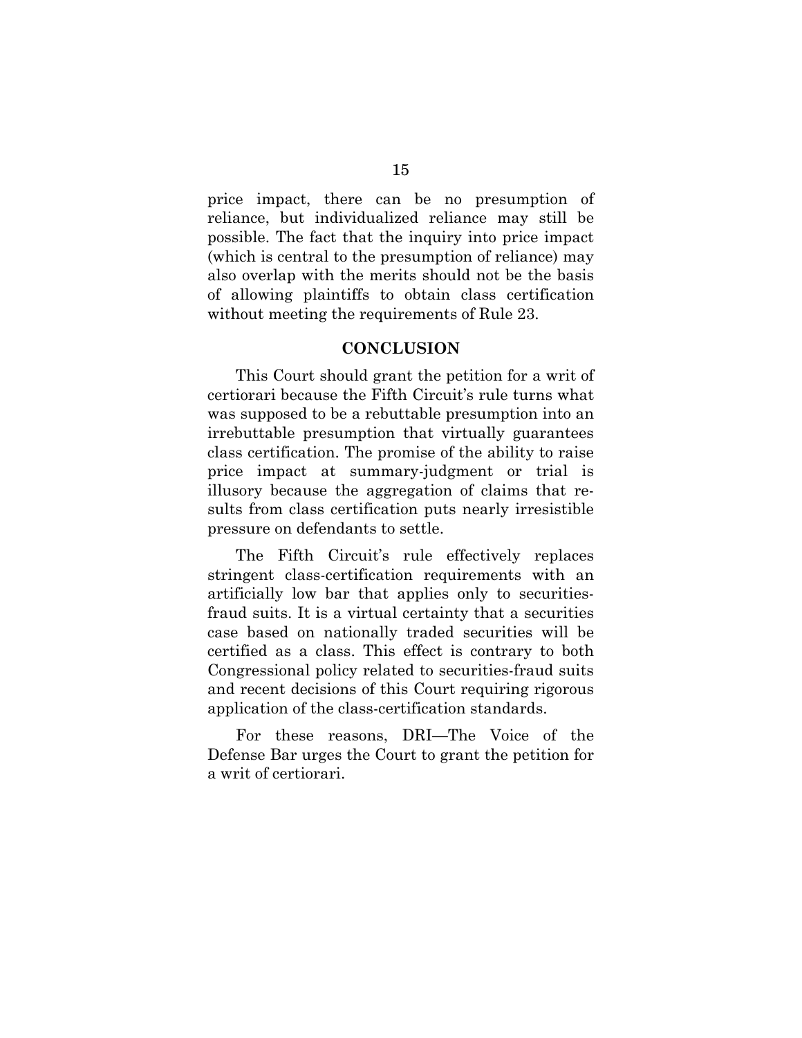price impact, there can be no presumption of reliance, but individualized reliance may still be possible. The fact that the inquiry into price impact (which is central to the presumption of reliance) may also overlap with the merits should not be the basis of allowing plaintiffs to obtain class certification without meeting the requirements of Rule 23.

## CONCLUSION

This Court should grant the petition for a writ of certiorari because the Fifth Circuit's rule turns what was supposed to be a rebuttable presumption into an irrebuttable presumption that virtually guarantees class certification. The promise of the ability to raise price impact at summary-judgment or trial is illusory because the aggregation of claims that results from class certification puts nearly irresistible pressure on defendants to settle.

The Fifth Circuit's rule effectively replaces stringent class-certification requirements with an artificially low bar that applies only to securities-fraud suits. It is a virtual certainty that a securities case based on nationally traded securities will be certified as a class. This effect is contrary to both Congressional policy related to securities-fraud suits and recent decisions of this Court requiring rigorous application of the class-certification standards.

For these reasons, DRI—The Voice of the Defense Bar urges the Court to grant the petition for a writ of certiorari.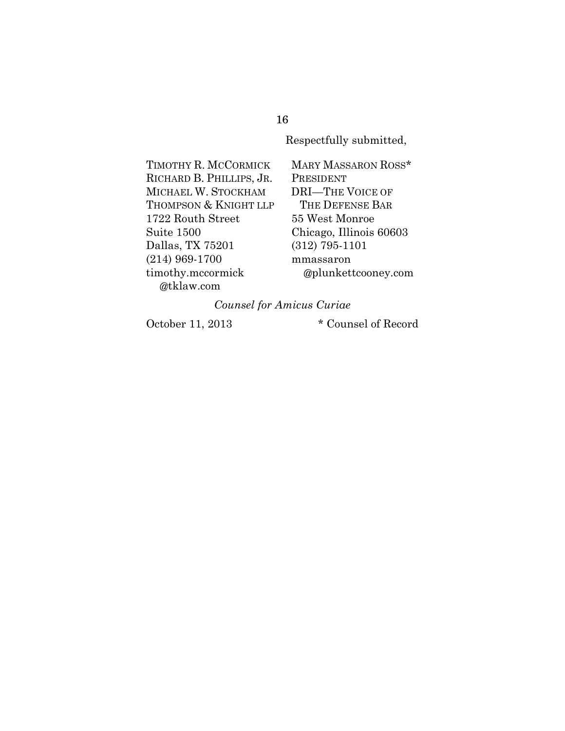Respectfully submitted,

TIMOTHY R. MCCORMICK
RICHARD B. PHILLIPS, JR.
MICHAEL W. STOCKHAM
THOMPSON & KNIGHT LLP
1722 Routh Street
Suite 1500
Dallas, TX 75201
(214) 969-1700
timothy.mccormick
@tklaw.com

MARY MASSARON ROSS*
PRESIDENT
DRI—THE VOICE OF
THE DEFENSE BAR
55 West Monroe
Chicago, Illinois 60603
(312) 795-1101
mmassaron
@plunkettcooney.com

*Counsel for Amicus Curiae*

October 11, 2013

* Counsel of Record